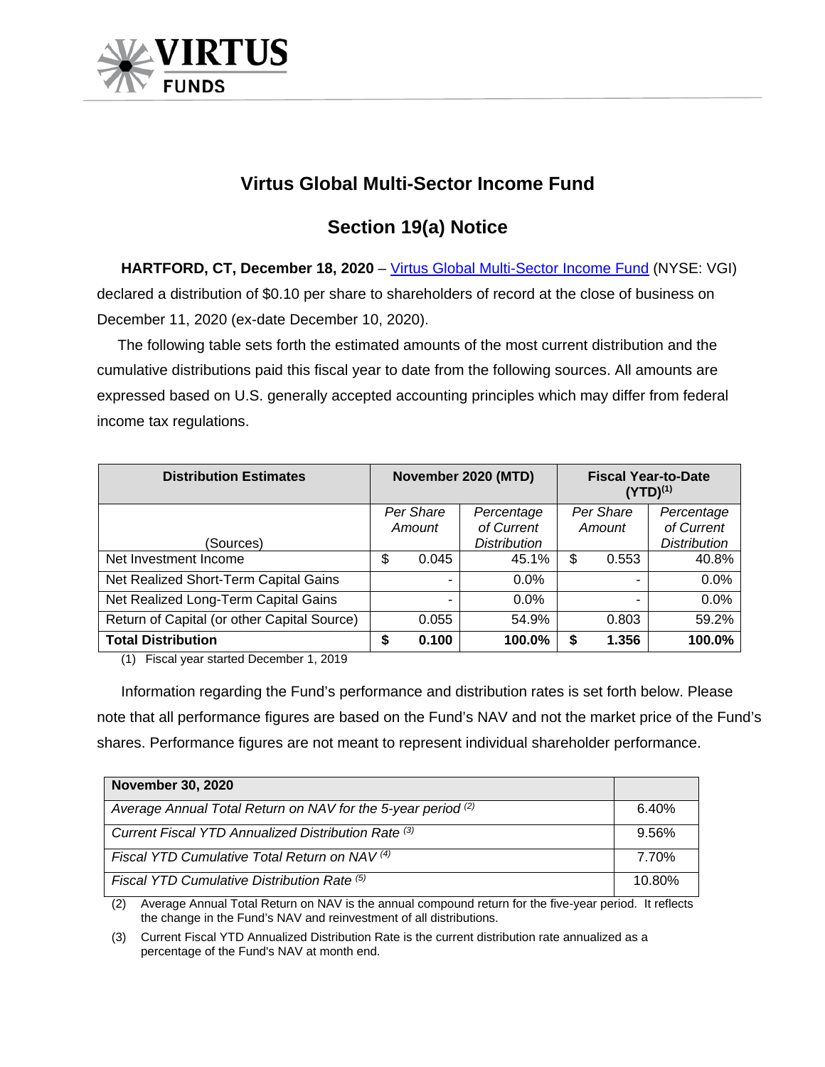# Virtus Global Multi-Sector Income Fund

## Section 19(a) Notice

**HARTFORD, CT, December 18, 2020** – Virtus Global Multi-Sector Income Fund (NYSE: VGI) declared a distribution of $0.10 per share to shareholders of record at the close of business on December 11, 2020 (ex-date December 10, 2020).

The following table sets forth the estimated amounts of the most current distribution and the cumulative distributions paid this fiscal year to date from the following sources. All amounts are expressed based on U.S. generally accepted accounting principles which may differ from federal income tax regulations.

| **Distribution Estimates** | **November 2020 (MTD)** | | **Fiscal Year-to-Date (YTD)[(1)]** | |
|---|---|---|---|---|
| (Sources) | *Per Share Amount* | *Percentage of Current Distribution* | *Per Share Amount* | *Percentage of Current Distribution* |
| Net Investment Income | $ 0.045 | 45.1% | $ 0.553 | 40.8% |
| Net Realized Short-Term Capital Gains | - | 0.0% | - | 0.0% |
| Net Realized Long-Term Capital Gains | - | 0.0% | - | 0.0% |
| Return of Capital (or other Capital Source) | 0.055 | 54.9% | 0.803 | 59.2% |
| **Total Distribution** | **$ 0.100** | **100.0%** | **$ 1.356** | **100.0%** |

(1) Fiscal year started December 1, 2019

Information regarding the Fund's performance and distribution rates is set forth below. Please note that all performance figures are based on the Fund's NAV and not the market price of the Fund's shares. Performance figures are not meant to represent individual shareholder performance.

| **November 30, 2020** | |
|---|---|
| *Average Annual Total Return on NAV for the 5-year period [(2)]* | 6.40% |
| *Current Fiscal YTD Annualized Distribution Rate [(3)]* | 9.56% |
| *Fiscal YTD Cumulative Total Return on NAV [(4)]* | 7.70% |
| *Fiscal YTD Cumulative Distribution Rate [(5)]* | 10.80% |

(2) Average Annual Total Return on NAV is the annual compound return for the five-year period. It reflects the change in the Fund's NAV and reinvestment of all distributions.

(3) Current Fiscal YTD Annualized Distribution Rate is the current distribution rate annualized as a percentage of the Fund's NAV at month end.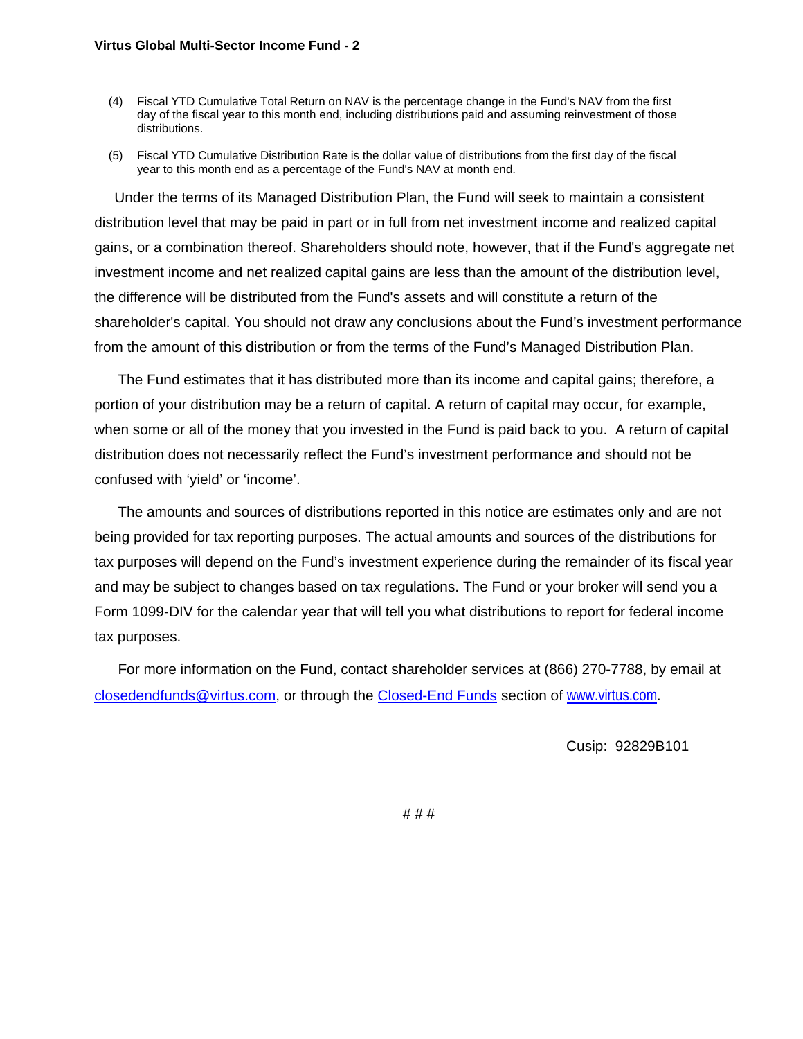(4) Fiscal YTD Cumulative Total Return on NAV is the percentage change in the Fund's NAV from the first day of the fiscal year to this month end, including distributions paid and assuming reinvestment of those distributions.

(5) Fiscal YTD Cumulative Distribution Rate is the dollar value of distributions from the first day of the fiscal year to this month end as a percentage of the Fund's NAV at month end.

Under the terms of its Managed Distribution Plan, the Fund will seek to maintain a consistent distribution level that may be paid in part or in full from net investment income and realized capital gains, or a combination thereof. Shareholders should note, however, that if the Fund's aggregate net investment income and net realized capital gains are less than the amount of the distribution level, the difference will be distributed from the Fund's assets and will constitute a return of the shareholder's capital. You should not draw any conclusions about the Fund's investment performance from the amount of this distribution or from the terms of the Fund's Managed Distribution Plan.

The Fund estimates that it has distributed more than its income and capital gains; therefore, a portion of your distribution may be a return of capital. A return of capital may occur, for example, when some or all of the money that you invested in the Fund is paid back to you. A return of capital distribution does not necessarily reflect the Fund's investment performance and should not be confused with 'yield' or 'income'.

The amounts and sources of distributions reported in this notice are estimates only and are not being provided for tax reporting purposes. The actual amounts and sources of the distributions for tax purposes will depend on the Fund's investment experience during the remainder of its fiscal year and may be subject to changes based on tax regulations. The Fund or your broker will send you a Form 1099-DIV for the calendar year that will tell you what distributions to report for federal income tax purposes.

For more information on the Fund, contact shareholder services at (866) 270-7788, by email at closedendfunds@virtus.com, or through the Closed-End Funds section of www.virtus.com.

Cusip: 92829B101

# # #